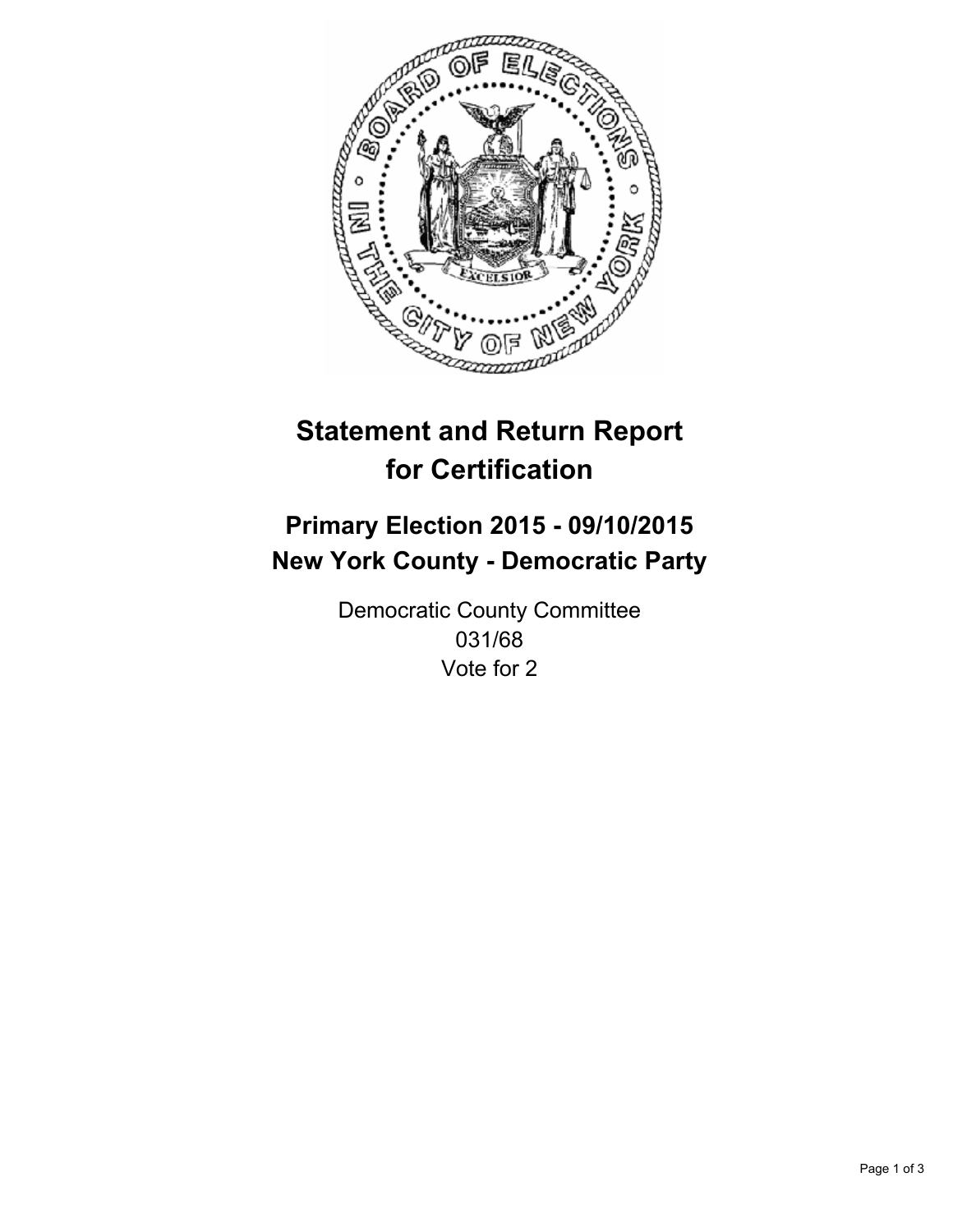# Statement and Return Report for Certification

## Primary Election 2015 - 09/10/2015
## New York County - Democratic Party

Democratic County Committee
031/68
Vote for 2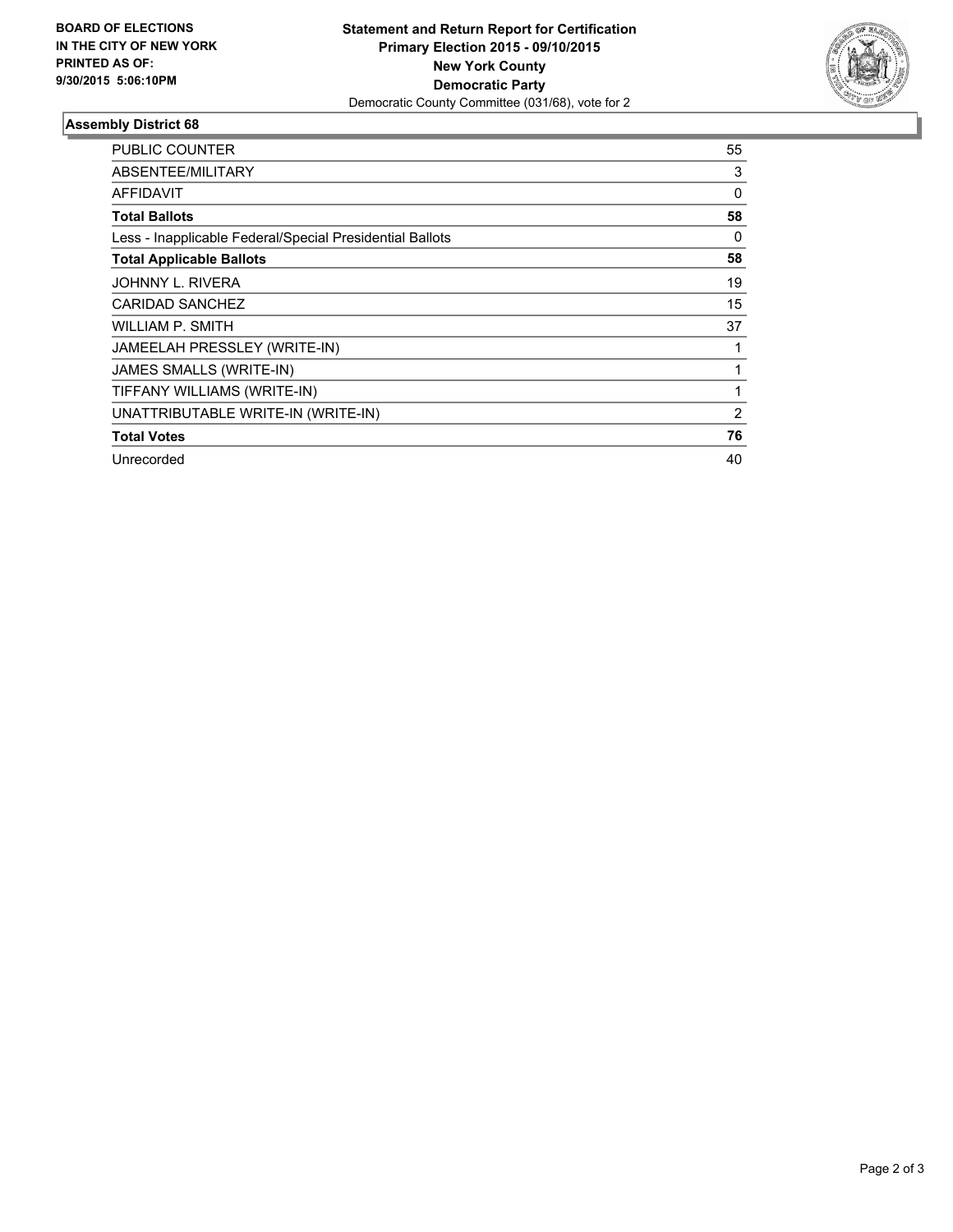**BOARD OF ELECTIONS IN THE CITY OF NEW YORK PRINTED AS OF: 9/30/2015 5:06:10PM**

**Statement and Return Report for Certification**
**Primary Election 2015 - 09/10/2015**
**New York County**
**Democratic Party**
Democratic County Committee (031/68), vote for 2

### Assembly District 68

| | |
|---|---|
| PUBLIC COUNTER | 55 |
| ABSENTEE/MILITARY | 3 |
| AFFIDAVIT | 0 |
| **Total Ballots** | **58** |
| Less - Inapplicable Federal/Special Presidential Ballots | 0 |
| **Total Applicable Ballots** | **58** |
| JOHNNY L. RIVERA | 19 |
| CARIDAD SANCHEZ | 15 |
| WILLIAM P. SMITH | 37 |
| JAMEELAH PRESSLEY (WRITE-IN) | 1 |
| JAMES SMALLS (WRITE-IN) | 1 |
| TIFFANY WILLIAMS (WRITE-IN) | 1 |
| UNATTRIBUTABLE WRITE-IN (WRITE-IN) | 2 |
| **Total Votes** | **76** |
| Unrecorded | 40 |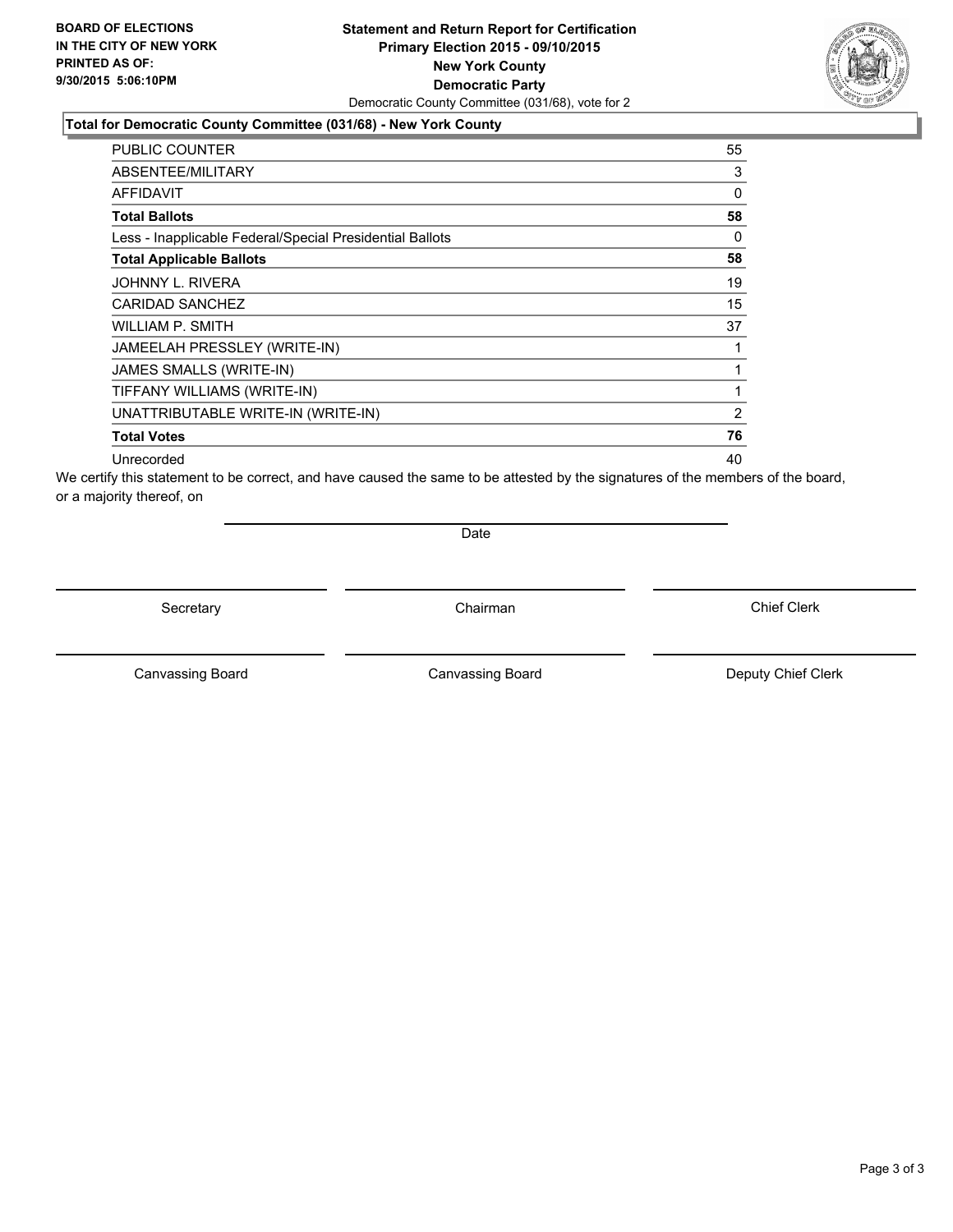**BOARD OF ELECTIONS IN THE CITY OF NEW YORK PRINTED AS OF: 9/30/2015 5:06:10PM**

**Statement and Return Report for Certification**
**Primary Election 2015 - 09/10/2015**
**New York County**
**Democratic Party**
Democratic County Committee (031/68), vote for 2

### Total for Democratic County Committee (031/68) - New York County

| | |
|---|---|
| PUBLIC COUNTER | 55 |
| ABSENTEE/MILITARY | 3 |
| AFFIDAVIT | 0 |
| **Total Ballots** | **58** |
| Less - Inapplicable Federal/Special Presidential Ballots | 0 |
| **Total Applicable Ballots** | **58** |
| JOHNNY L. RIVERA | 19 |
| CARIDAD SANCHEZ | 15 |
| WILLIAM P. SMITH | 37 |
| JAMEELAH PRESSLEY (WRITE-IN) | 1 |
| JAMES SMALLS (WRITE-IN) | 1 |
| TIFFANY WILLIAMS (WRITE-IN) | 1 |
| UNATTRIBUTABLE WRITE-IN (WRITE-IN) | 2 |
| **Total Votes** | **76** |
| Unrecorded | 40 |

We certify this statement to be correct, and have caused the same to be attested by the signatures of the members of the board, or a majority thereof, on

Date

Secretary

Chairman

Chief Clerk

Canvassing Board

Canvassing Board

Deputy Chief Clerk